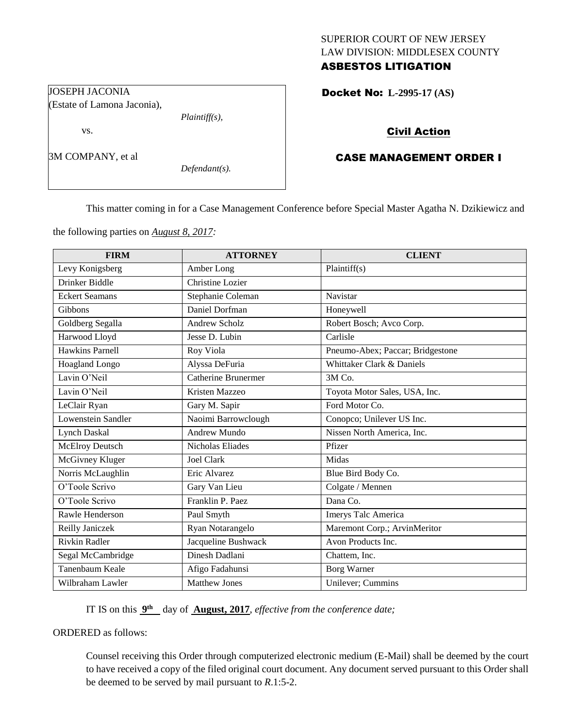SUPERIOR COURT OF NEW JERSEY
LAW DIVISION: MIDDLESEX COUNTY
**ASBESTOS LITIGATION**

JOSEPH JACONIA
(Estate of Lamona Jaconia),
*Plaintiff(s),*

vs.

3M COMPANY, et al
*Defendant(s).*

**Docket No: L-2995-17 (AS)**

**Civil Action**

**CASE MANAGEMENT ORDER I**

This matter coming in for a Case Management Conference before Special Master Agatha N. Dzikiewicz and the following parties on *August 8, 2017:*

| FIRM | ATTORNEY | CLIENT |
|---|---|---|
| Levy Konigsberg | Amber Long | Plaintiff(s) |
| Drinker Biddle | Christine Lozier | |
| Eckert Seamans | Stephanie Coleman | Navistar |
| Gibbons | Daniel Dorfman | Honeywell |
| Goldberg Segalla | Andrew Scholz | Robert Bosch; Avco Corp. |
| Harwood Lloyd | Jesse D. Lubin | Carlisle |
| Hawkins Parnell | Roy Viola | Pneumo-Abex; Paccar; Bridgestone |
| Hoagland Longo | Alyssa DeFuria | Whittaker Clark & Daniels |
| Lavin O'Neil | Catherine Brunermer | 3M Co. |
| Lavin O'Neil | Kristen Mazzeo | Toyota Motor Sales, USA, Inc. |
| LeClair Ryan | Gary M. Sapir | Ford Motor Co. |
| Lowenstein Sandler | Naoimi Barrowclough | Conopco; Unilever US Inc. |
| Lynch Daskal | Andrew Mundo | Nissen North America, Inc. |
| McElroy Deutsch | Nicholas Eliades | Pfizer |
| McGivney Kluger | Joel Clark | Midas |
| Norris McLaughlin | Eric Alvarez | Blue Bird Body Co. |
| O'Toole Scrivo | Gary Van Lieu | Colgate / Mennen |
| O'Toole Scrivo | Franklin P. Paez | Dana Co. |
| Rawle Henderson | Paul Smyth | Imerys Talc America |
| Reilly Janiczek | Ryan Notarangelo | Maremont Corp.; ArvinMeritor |
| Rivkin Radler | Jacqueline Bushwack | Avon Products Inc. |
| Segal McCambridge | Dinesh Dadlani | Chattem, Inc. |
| Tanenbaum Keale | Afigo Fadahunsi | Borg Warner |
| Wilbraham Lawler | Matthew Jones | Unilever; Cummins |

IT IS on this **9th** day of **August, 2017**, *effective from the conference date;*

ORDERED as follows:

Counsel receiving this Order through computerized electronic medium (E-Mail) shall be deemed by the court to have received a copy of the filed original court document. Any document served pursuant to this Order shall be deemed to be served by mail pursuant to *R*.1:5-2.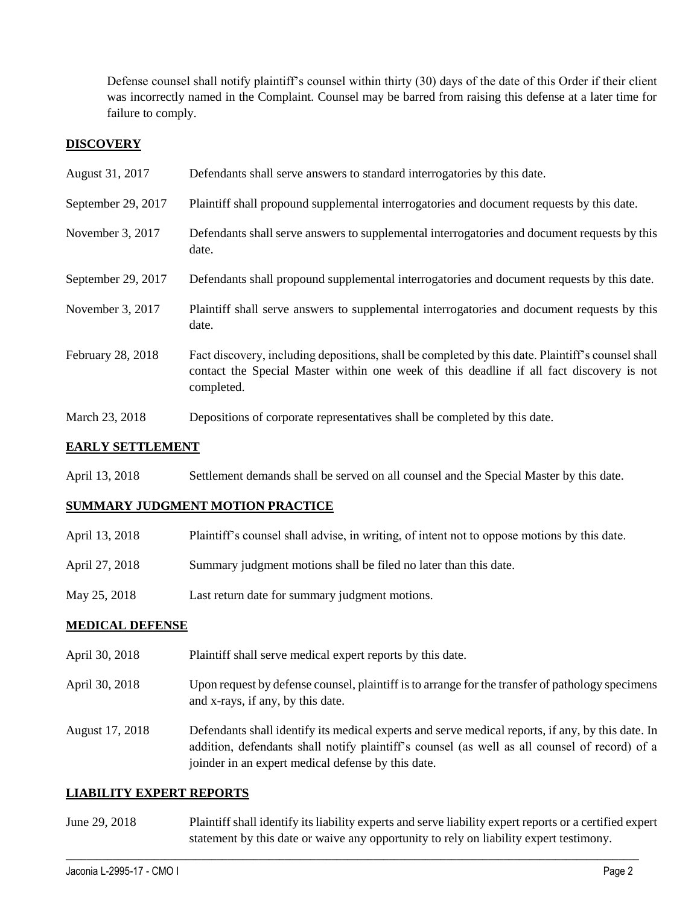Defense counsel shall notify plaintiff's counsel within thirty (30) days of the date of this Order if their client was incorrectly named in the Complaint. Counsel may be barred from raising this defense at a later time for failure to comply.

## DISCOVERY

| | |
|---|---|
| August 31, 2017 | Defendants shall serve answers to standard interrogatories by this date. |
| September 29, 2017 | Plaintiff shall propound supplemental interrogatories and document requests by this date. |
| November 3, 2017 | Defendants shall serve answers to supplemental interrogatories and document requests by this date. |
| September 29, 2017 | Defendants shall propound supplemental interrogatories and document requests by this date. |
| November 3, 2017 | Plaintiff shall serve answers to supplemental interrogatories and document requests by this date. |
| February 28, 2018 | Fact discovery, including depositions, shall be completed by this date. Plaintiff's counsel shall contact the Special Master within one week of this deadline if all fact discovery is not completed. |
| March 23, 2018 | Depositions of corporate representatives shall be completed by this date. |

## EARLY SETTLEMENT

| | |
|---|---|
| April 13, 2018 | Settlement demands shall be served on all counsel and the Special Master by this date. |

## SUMMARY JUDGMENT MOTION PRACTICE

| | |
|---|---|
| April 13, 2018 | Plaintiff's counsel shall advise, in writing, of intent not to oppose motions by this date. |
| April 27, 2018 | Summary judgment motions shall be filed no later than this date. |
| May 25, 2018 | Last return date for summary judgment motions. |

## MEDICAL DEFENSE

| | |
|---|---|
| April 30, 2018 | Plaintiff shall serve medical expert reports by this date. |
| April 30, 2018 | Upon request by defense counsel, plaintiff is to arrange for the transfer of pathology specimens and x-rays, if any, by this date. |
| August 17, 2018 | Defendants shall identify its medical experts and serve medical reports, if any, by this date. In addition, defendants shall notify plaintiff's counsel (as well as all counsel of record) of a joinder in an expert medical defense by this date. |

## LIABILITY EXPERT REPORTS

| | |
|---|---|
| June 29, 2018 | Plaintiff shall identify its liability experts and serve liability expert reports or a certified expert statement by this date or waive any opportunity to rely on liability expert testimony. |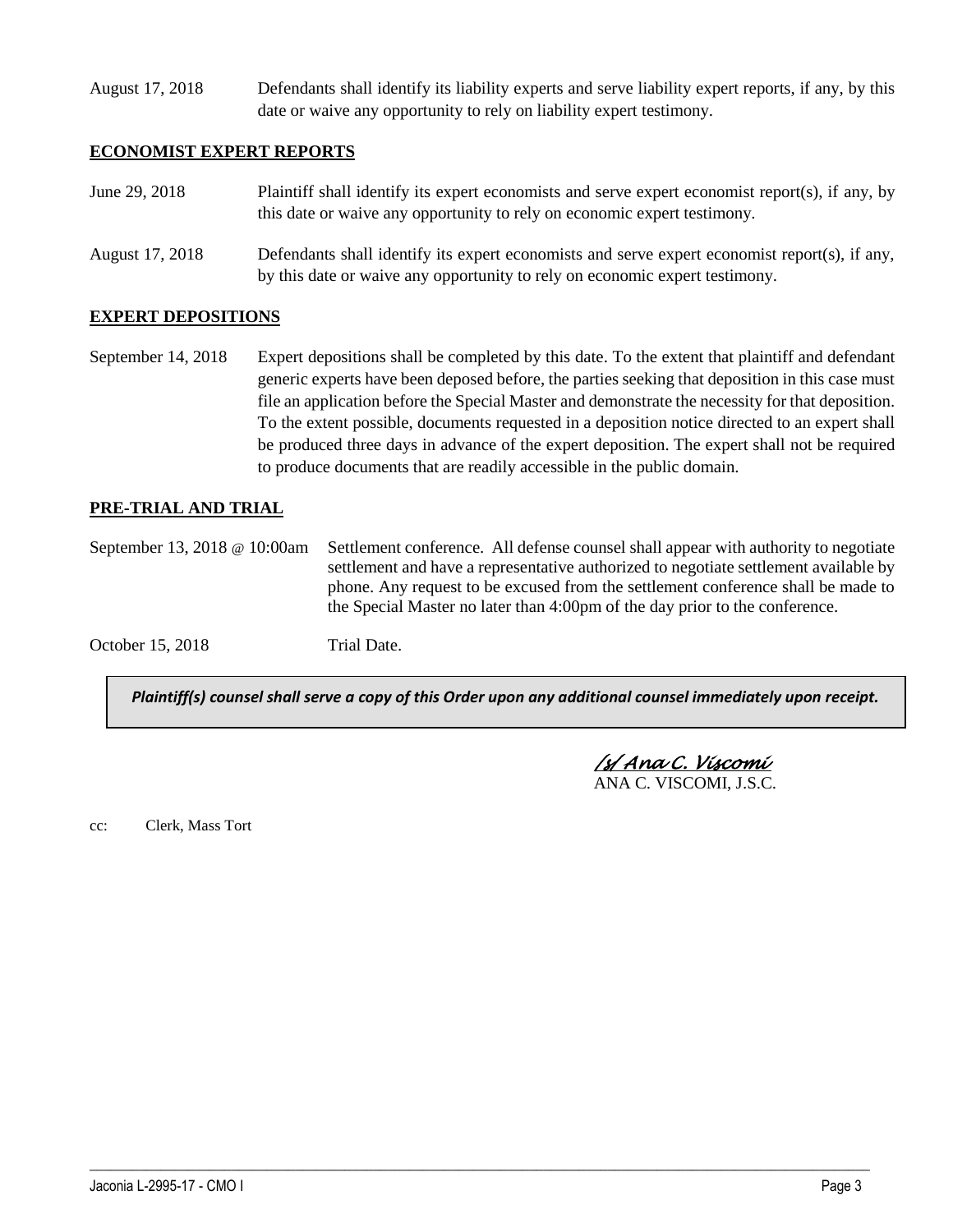August 17, 2018 — Defendants shall identify its liability experts and serve liability expert reports, if any, by this date or waive any opportunity to rely on liability expert testimony.

**ECONOMIST EXPERT REPORTS**

June 29, 2018 — Plaintiff shall identify its expert economists and serve expert economist report(s), if any, by this date or waive any opportunity to rely on economic expert testimony.

August 17, 2018 — Defendants shall identify its expert economists and serve expert economist report(s), if any, by this date or waive any opportunity to rely on economic expert testimony.

**EXPERT DEPOSITIONS**

September 14, 2018 — Expert depositions shall be completed by this date. To the extent that plaintiff and defendant generic experts have been deposed before, the parties seeking that deposition in this case must file an application before the Special Master and demonstrate the necessity for that deposition. To the extent possible, documents requested in a deposition notice directed to an expert shall be produced three days in advance of the expert deposition. The expert shall not be required to produce documents that are readily accessible in the public domain.

**PRE-TRIAL AND TRIAL**

September 13, 2018 @ 10:00am — Settlement conference. All defense counsel shall appear with authority to negotiate settlement and have a representative authorized to negotiate settlement available by phone. Any request to be excused from the settlement conference shall be made to the Special Master no later than 4:00pm of the day prior to the conference.

October 15, 2018 — Trial Date.

***Plaintiff(s) counsel shall serve a copy of this Order upon any additional counsel immediately upon receipt.***

*/s/ Ana C. Viscomi*
ANA C. VISCOMI, J.S.C.

cc: Clerk, Mass Tort

Jaconia L-2995-17 - CMO I